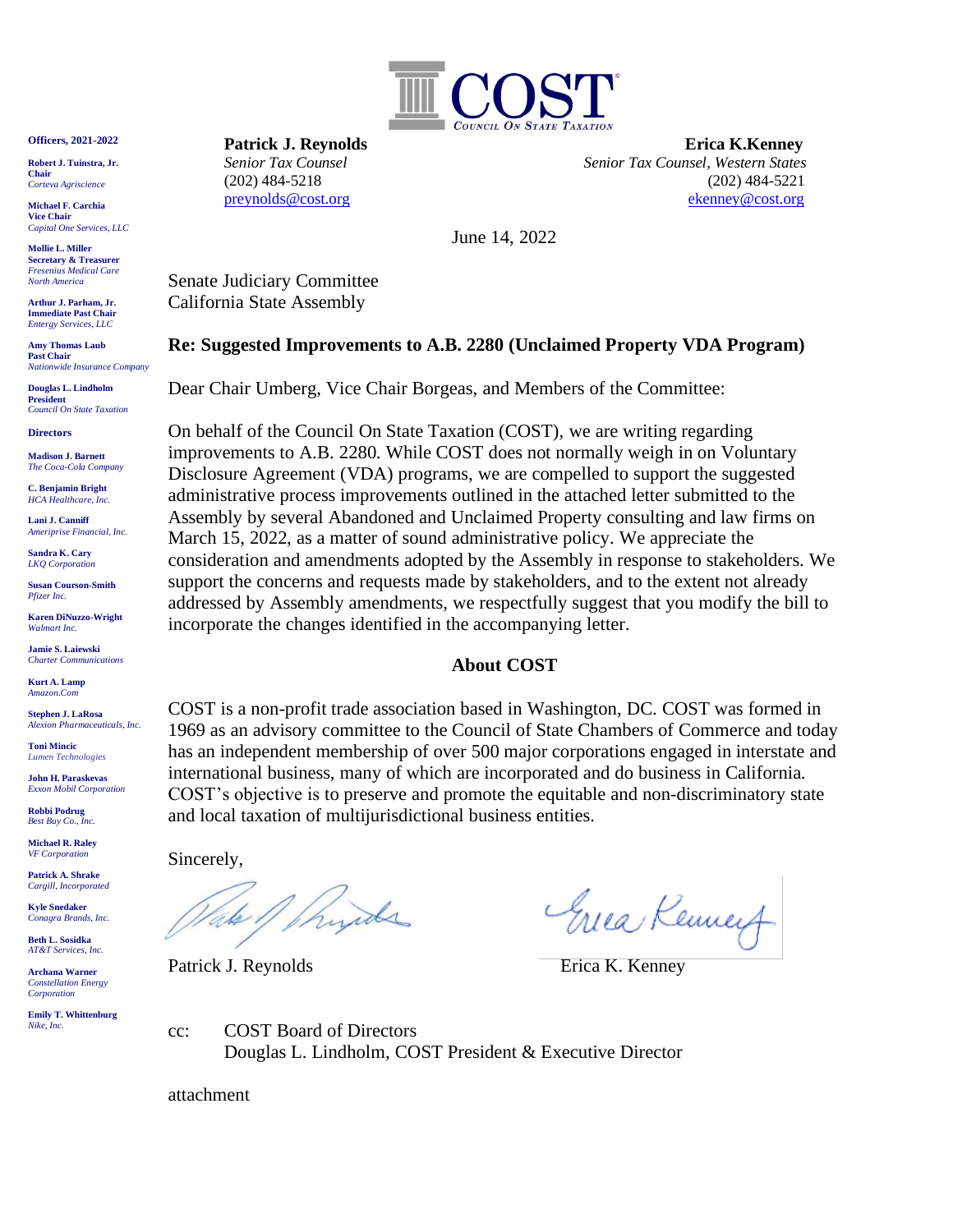COST
*Council On State Taxation*

**Officers, 2021-2022**

**Robert J. Tuinstra, Jr.**
**Chair**
*Corteva Agriscience*

**Michael F. Carchia**
**Vice Chair**
*Capital One Services, LLC*

**Mollie L. Miller**
**Secretary & Treasurer**
*Fresenius Medical Care North America*

**Arthur J. Parham, Jr.**
**Immediate Past Chair**
*Entergy Services, LLC*

**Amy Thomas Laub**
**Past Chair**
*Nationwide Insurance Company*

**Douglas L. Lindholm**
**President**
*Council On State Taxation*

**Directors**

**Madison J. Barnett**
*The Coca-Cola Company*

**C. Benjamin Bright**
*HCA Healthcare, Inc.*

**Lani J. Canniff**
*Ameriprise Financial, Inc.*

**Sandra K. Cary**
*LKQ Corporation*

**Susan Courson-Smith**
*Pfizer Inc.*

**Karen DiNuzzo-Wright**
*Walmart Inc.*

**Jamie S. Laiewski**
*Charter Communications*

**Kurt A. Lamp**
*Amazon.Com*

**Stephen J. LaRosa**
*Alexion Pharmaceuticals, Inc.*

**Toni Mincic**
*Lumen Technologies*

**John H. Paraskevas**
*Exxon Mobil Corporation*

**Robbi Podrug**
*Best Buy Co., Inc.*

**Michael R. Raley**
*VF Corporation*

**Patrick A. Shrake**
*Cargill, Incorporated*

**Kyle Snedaker**
*Conagra Brands, Inc.*

**Beth L. Sosidka**
*AT&T Services, Inc.*

**Archana Warner**
*Constellation Energy Corporation*

**Emily T. Whittenburg**
*Nike, Inc.*

**Patrick J. Reynolds**
*Senior Tax Counsel*
(202) 484-5218
preynolds@cost.org

**Erica K.Kenney**
*Senior Tax Counsel, Western States*
(202) 484-5221
ekenney@cost.org

June 14, 2022

Senate Judiciary Committee
California State Assembly

**Re: Suggested Improvements to A.B. 2280 (Unclaimed Property VDA Program)**

Dear Chair Umberg, Vice Chair Borgeas, and Members of the Committee:

On behalf of the Council On State Taxation (COST), we are writing regarding improvements to A.B. 2280. While COST does not normally weigh in on Voluntary Disclosure Agreement (VDA) programs, we are compelled to support the suggested administrative process improvements outlined in the attached letter submitted to the Assembly by several Abandoned and Unclaimed Property consulting and law firms on March 15, 2022, as a matter of sound administrative policy. We appreciate the consideration and amendments adopted by the Assembly in response to stakeholders. We support the concerns and requests made by stakeholders, and to the extent not already addressed by Assembly amendments, we respectfully suggest that you modify the bill to incorporate the changes identified in the accompanying letter.

## About COST

COST is a non-profit trade association based in Washington, DC. COST was formed in 1969 as an advisory committee to the Council of State Chambers of Commerce and today has an independent membership of over 500 major corporations engaged in interstate and international business, many of which are incorporated and do business in California. COST's objective is to preserve and promote the equitable and non-discriminatory state and local taxation of multijurisdictional business entities.

Sincerely,

Patrick J. Reynolds

Erica K. Kenney

cc: COST Board of Directors
Douglas L. Lindholm, COST President & Executive Director

attachment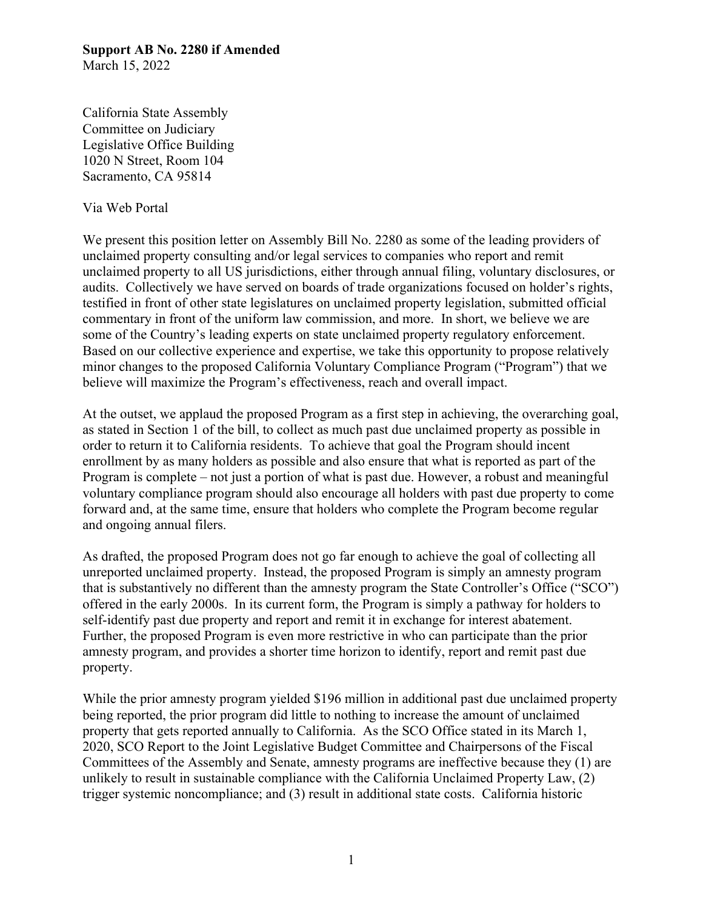**Support AB No. 2280 if Amended**
March 15, 2022

California State Assembly
Committee on Judiciary
Legislative Office Building
1020 N Street, Room 104
Sacramento, CA 95814

Via Web Portal

We present this position letter on Assembly Bill No. 2280 as some of the leading providers of unclaimed property consulting and/or legal services to companies who report and remit unclaimed property to all US jurisdictions, either through annual filing, voluntary disclosures, or audits. Collectively we have served on boards of trade organizations focused on holder's rights, testified in front of other state legislatures on unclaimed property legislation, submitted official commentary in front of the uniform law commission, and more. In short, we believe we are some of the Country's leading experts on state unclaimed property regulatory enforcement. Based on our collective experience and expertise, we take this opportunity to propose relatively minor changes to the proposed California Voluntary Compliance Program ("Program") that we believe will maximize the Program's effectiveness, reach and overall impact.

At the outset, we applaud the proposed Program as a first step in achieving, the overarching goal, as stated in Section 1 of the bill, to collect as much past due unclaimed property as possible in order to return it to California residents. To achieve that goal the Program should incent enrollment by as many holders as possible and also ensure that what is reported as part of the Program is complete – not just a portion of what is past due. However, a robust and meaningful voluntary compliance program should also encourage all holders with past due property to come forward and, at the same time, ensure that holders who complete the Program become regular and ongoing annual filers.

As drafted, the proposed Program does not go far enough to achieve the goal of collecting all unreported unclaimed property. Instead, the proposed Program is simply an amnesty program that is substantively no different than the amnesty program the State Controller's Office ("SCO") offered in the early 2000s. In its current form, the Program is simply a pathway for holders to self-identify past due property and report and remit it in exchange for interest abatement. Further, the proposed Program is even more restrictive in who can participate than the prior amnesty program, and provides a shorter time horizon to identify, report and remit past due property.

While the prior amnesty program yielded $196 million in additional past due unclaimed property being reported, the prior program did little to nothing to increase the amount of unclaimed property that gets reported annually to California. As the SCO Office stated in its March 1, 2020, SCO Report to the Joint Legislative Budget Committee and Chairpersons of the Fiscal Committees of the Assembly and Senate, amnesty programs are ineffective because they (1) are unlikely to result in sustainable compliance with the California Unclaimed Property Law, (2) trigger systemic noncompliance; and (3) result in additional state costs. California historic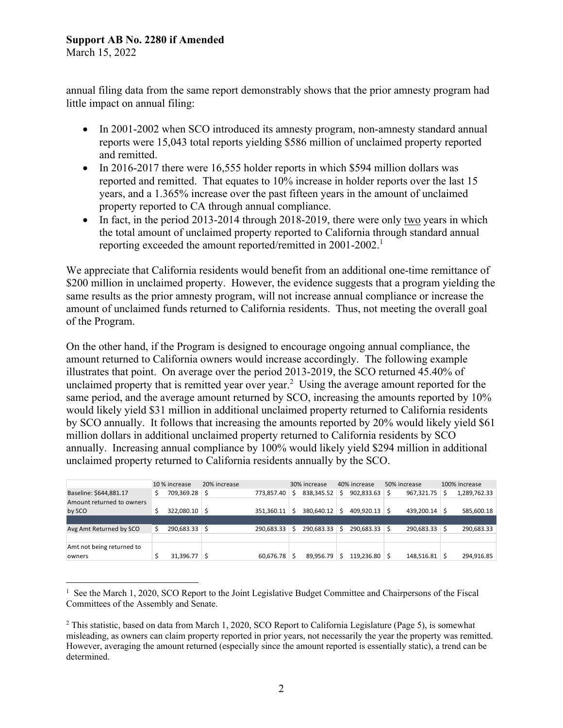annual filing data from the same report demonstrably shows that the prior amnesty program had little impact on annual filing:

- In 2001-2002 when SCO introduced its amnesty program, non-amnesty standard annual reports were 15,043 total reports yielding $586 million of unclaimed property reported and remitted.
- In 2016-2017 there were 16,555 holder reports in which $594 million dollars was reported and remitted. That equates to 10% increase in holder reports over the last 15 years, and a 1.365% increase over the past fifteen years in the amount of unclaimed property reported to CA through annual compliance.
- In fact, in the period 2013-2014 through 2018-2019, there were only two years in which the total amount of unclaimed property reported to California through standard annual reporting exceeded the amount reported/remitted in 2001-2002.[1]

We appreciate that California residents would benefit from an additional one-time remittance of $200 million in unclaimed property. However, the evidence suggests that a program yielding the same results as the prior amnesty program, will not increase annual compliance or increase the amount of unclaimed funds returned to California residents. Thus, not meeting the overall goal of the Program.

On the other hand, if the Program is designed to encourage ongoing annual compliance, the amount returned to California owners would increase accordingly. The following example illustrates that point. On average over the period 2013-2019, the SCO returned 45.40% of unclaimed property that is remitted year over year.[2] Using the average amount reported for the same period, and the average amount returned by SCO, increasing the amounts reported by 10% would likely yield $31 million in additional unclaimed property returned to California residents by SCO annually. It follows that increasing the amounts reported by 20% would likely yield $61 million dollars in additional unclaimed property returned to California residents by SCO annually. Increasing annual compliance by 100% would likely yield $294 million in additional unclaimed property returned to California residents annually by the SCO.

| | 10 % increase | 20% increase | 30% increase | 40% increase | 50% increase | 100% increase |
|---|---|---|---|---|---|---|
| Baseline: $644,881.17 | $ 709,369.28 | $ 773,857.40 | $ 838,345.52 | $ 902,833.63 | $ 967,321.75 | $ 1,289,762.33 |
| Amount returned to owners by SCO | $ 322,080.10 | $ 351,360.11 | $ 380,640.12 | $ 409,920.13 | $ 439,200.14 | $ 585,600.18 |
| | | | | | | |
| Avg Amt Returned by SCO | $ 290,683.33 | $ 290,683.33 | $ 290,683.33 | $ 290,683.33 | $ 290,683.33 | $ 290,683.33 |
| | | | | | | |
| Amt not being returned to owners | $ 31,396.77 | $ 60,676.78 | $ 89,956.79 | $ 119,236.80 | $ 148,516.81 | $ 294,916.85 |

---

[1] See the March 1, 2020, SCO Report to the Joint Legislative Budget Committee and Chairpersons of the Fiscal Committees of the Assembly and Senate.

[2] This statistic, based on data from March 1, 2020, SCO Report to California Legislature (Page 5), is somewhat misleading, as owners can claim property reported in prior years, not necessarily the year the property was remitted. However, averaging the amount returned (especially since the amount reported is essentially static), a trend can be determined.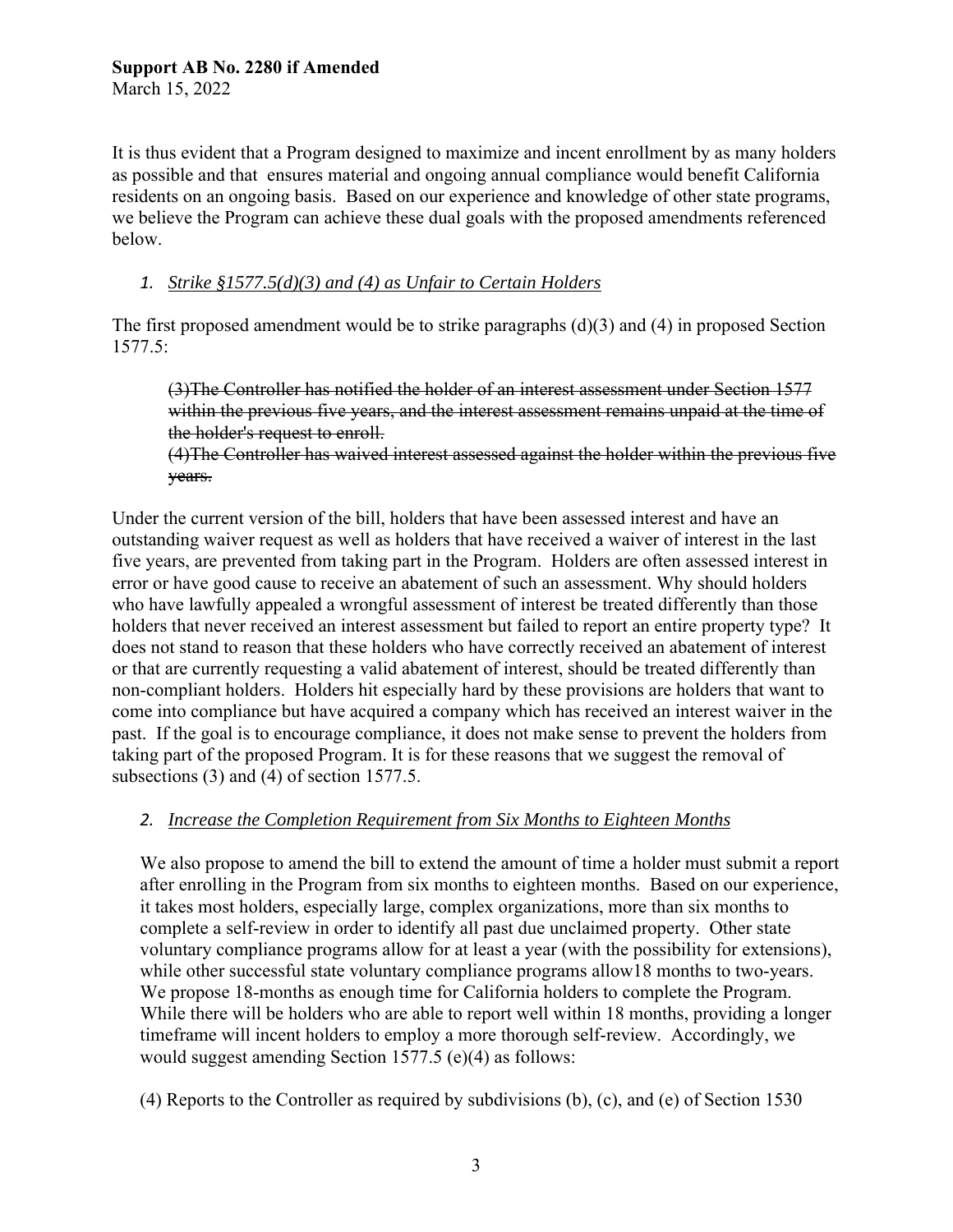It is thus evident that a Program designed to maximize and incent enrollment by as many holders as possible and that ensures material and ongoing annual compliance would benefit California residents on an ongoing basis. Based on our experience and knowledge of other state programs, we believe the Program can achieve these dual goals with the proposed amendments referenced below.

1. *Strike §1577.5(d)(3) and (4) as Unfair to Certain Holders*

The first proposed amendment would be to strike paragraphs (d)(3) and (4) in proposed Section 1577.5:

> ~~(3)The Controller has notified the holder of an interest assessment under Section 1577 within the previous five years, and the interest assessment remains unpaid at the time of the holder's request to enroll.~~
> ~~(4)The Controller has waived interest assessed against the holder within the previous five years.~~

Under the current version of the bill, holders that have been assessed interest and have an outstanding waiver request as well as holders that have received a waiver of interest in the last five years, are prevented from taking part in the Program. Holders are often assessed interest in error or have good cause to receive an abatement of such an assessment. Why should holders who have lawfully appealed a wrongful assessment of interest be treated differently than those holders that never received an interest assessment but failed to report an entire property type? It does not stand to reason that these holders who have correctly received an abatement of interest or that are currently requesting a valid abatement of interest, should be treated differently than non-compliant holders. Holders hit especially hard by these provisions are holders that want to come into compliance but have acquired a company which has received an interest waiver in the past. If the goal is to encourage compliance, it does not make sense to prevent the holders from taking part of the proposed Program. It is for these reasons that we suggest the removal of subsections (3) and (4) of section 1577.5.

2. *Increase the Completion Requirement from Six Months to Eighteen Months*

We also propose to amend the bill to extend the amount of time a holder must submit a report after enrolling in the Program from six months to eighteen months. Based on our experience, it takes most holders, especially large, complex organizations, more than six months to complete a self-review in order to identify all past due unclaimed property. Other state voluntary compliance programs allow for at least a year (with the possibility for extensions), while other successful state voluntary compliance programs allow18 months to two-years. We propose 18-months as enough time for California holders to complete the Program. While there will be holders who are able to report well within 18 months, providing a longer timeframe will incent holders to employ a more thorough self-review. Accordingly, we would suggest amending Section 1577.5 (e)(4) as follows:

(4) Reports to the Controller as required by subdivisions (b), (c), and (e) of Section 1530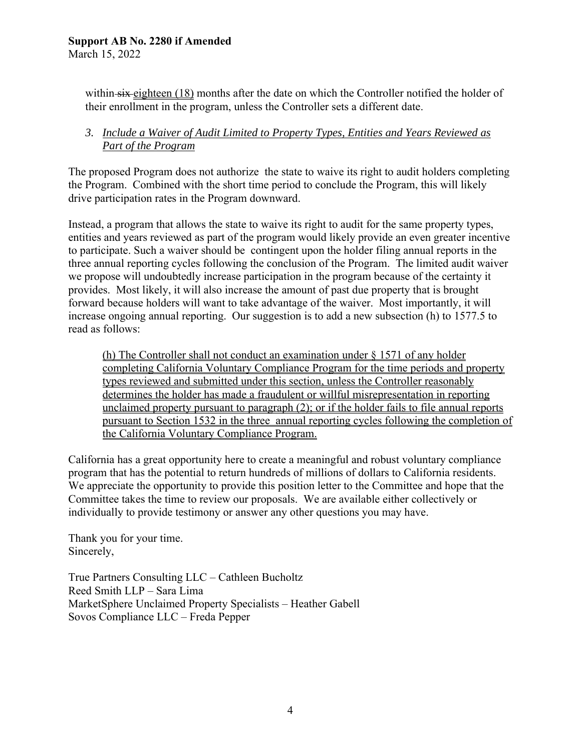within ~~six~~ <u>eighteen (18)</u> months after the date on which the Controller notified the holder of their enrollment in the program, unless the Controller sets a different date.

3. *<u>Include a Waiver of Audit Limited to Property Types, Entities and Years Reviewed as Part of the Program</u>*

The proposed Program does not authorize the state to waive its right to audit holders completing the Program. Combined with the short time period to conclude the Program, this will likely drive participation rates in the Program downward.

Instead, a program that allows the state to waive its right to audit for the same property types, entities and years reviewed as part of the program would likely provide an even greater incentive to participate. Such a waiver should be contingent upon the holder filing annual reports in the three annual reporting cycles following the conclusion of the Program. The limited audit waiver we propose will undoubtedly increase participation in the program because of the certainty it provides. Most likely, it will also increase the amount of past due property that is brought forward because holders will want to take advantage of the waiver. Most importantly, it will increase ongoing annual reporting. Our suggestion is to add a new subsection (h) to 1577.5 to read as follows:

> <u>(h) The Controller shall not conduct an examination under § 1571 of any holder completing California Voluntary Compliance Program for the time periods and property types reviewed and submitted under this section, unless the Controller reasonably determines the holder has made a fraudulent or willful misrepresentation in reporting unclaimed property pursuant to paragraph (2); or if the holder fails to file annual reports pursuant to Section 1532 in the three annual reporting cycles following the completion of the California Voluntary Compliance Program.</u>

California has a great opportunity here to create a meaningful and robust voluntary compliance program that has the potential to return hundreds of millions of dollars to California residents. We appreciate the opportunity to provide this position letter to the Committee and hope that the Committee takes the time to review our proposals. We are available either collectively or individually to provide testimony or answer any other questions you may have.

Thank you for your time.
Sincerely,

True Partners Consulting LLC – Cathleen Bucholtz
Reed Smith LLP – Sara Lima
MarketSphere Unclaimed Property Specialists – Heather Gabell
Sovos Compliance LLC – Freda Pepper